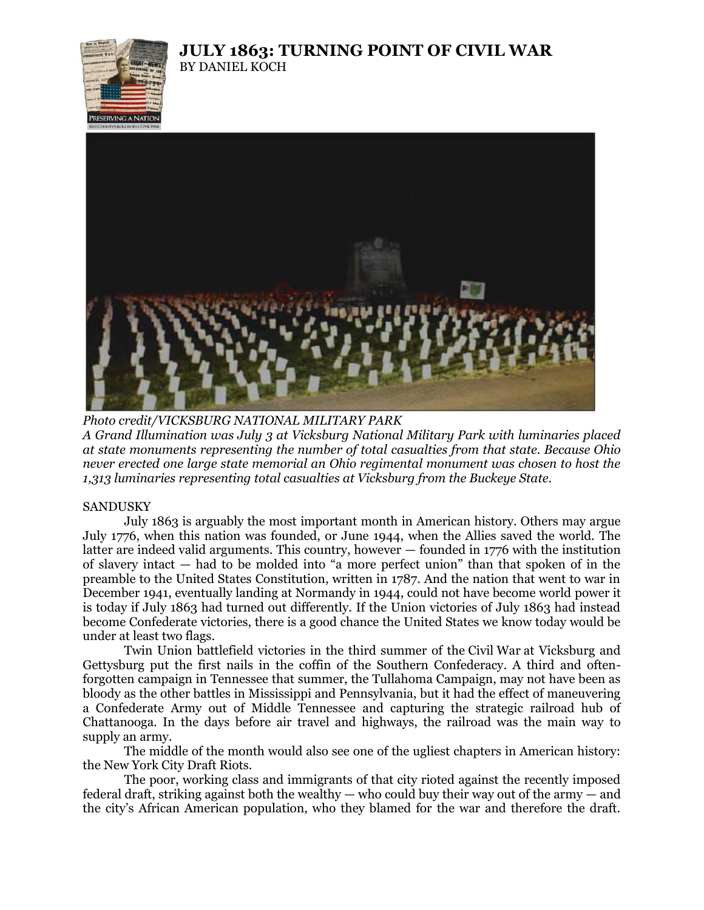# JULY 1863: TURNING POINT OF CIVIL WAR

BY DANIEL KOCH

*Photo credit/VICKSBURG NATIONAL MILITARY PARK*
*A Grand Illumination was July 3 at Vicksburg National Military Park with luminaries placed at state monuments representing the number of total casualties from that state. Because Ohio never erected one large state memorial an Ohio regimental monument was chosen to host the 1,313 luminaries representing total casualties at Vicksburg from the Buckeye State.*

SANDUSKY

July 1863 is arguably the most important month in American history. Others may argue July 1776, when this nation was founded, or June 1944, when the Allies saved the world. The latter are indeed valid arguments. This country, however — founded in 1776 with the institution of slavery intact — had to be molded into "a more perfect union" than that spoken of in the preamble to the United States Constitution, written in 1787. And the nation that went to war in December 1941, eventually landing at Normandy in 1944, could not have become world power it is today if July 1863 had turned out differently. If the Union victories of July 1863 had instead become Confederate victories, there is a good chance the United States we know today would be under at least two flags.

Twin Union battlefield victories in the third summer of the Civil War at Vicksburg and Gettysburg put the first nails in the coffin of the Southern Confederacy. A third and often-forgotten campaign in Tennessee that summer, the Tullahoma Campaign, may not have been as bloody as the other battles in Mississippi and Pennsylvania, but it had the effect of maneuvering a Confederate Army out of Middle Tennessee and capturing the strategic railroad hub of Chattanooga. In the days before air travel and highways, the railroad was the main way to supply an army.

The middle of the month would also see one of the ugliest chapters in American history: the New York City Draft Riots.

The poor, working class and immigrants of that city rioted against the recently imposed federal draft, striking against both the wealthy — who could buy their way out of the army — and the city's African American population, who they blamed for the war and therefore the draft.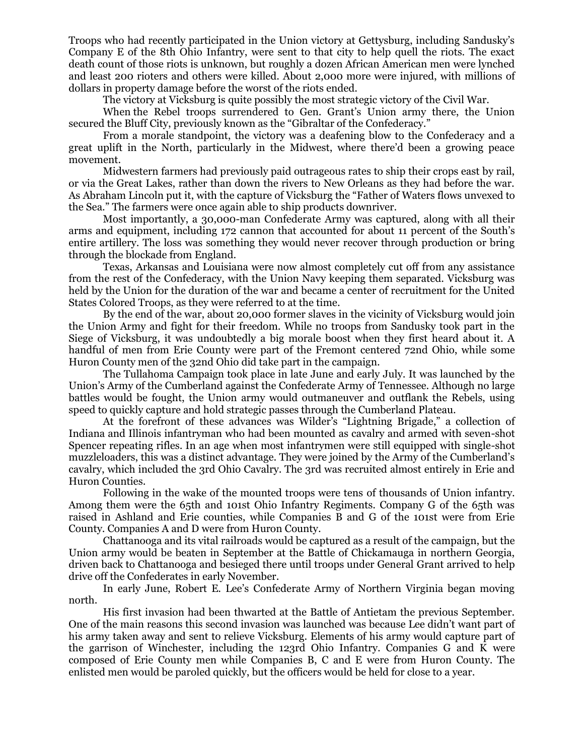Troops who had recently participated in the Union victory at Gettysburg, including Sandusky's Company E of the 8th Ohio Infantry, were sent to that city to help quell the riots. The exact death count of those riots is unknown, but roughly a dozen African American men were lynched and least 200 rioters and others were killed. About 2,000 more were injured, with millions of dollars in property damage before the worst of the riots ended.

The victory at Vicksburg is quite possibly the most strategic victory of the Civil War.

When the Rebel troops surrendered to Gen. Grant's Union army there, the Union secured the Bluff City, previously known as the "Gibraltar of the Confederacy."

From a morale standpoint, the victory was a deafening blow to the Confederacy and a great uplift in the North, particularly in the Midwest, where there'd been a growing peace movement.

Midwestern farmers had previously paid outrageous rates to ship their crops east by rail, or via the Great Lakes, rather than down the rivers to New Orleans as they had before the war. As Abraham Lincoln put it, with the capture of Vicksburg the "Father of Waters flows unvexed to the Sea." The farmers were once again able to ship products downriver.

Most importantly, a 30,000-man Confederate Army was captured, along with all their arms and equipment, including 172 cannon that accounted for about 11 percent of the South's entire artillery. The loss was something they would never recover through production or bring through the blockade from England.

Texas, Arkansas and Louisiana were now almost completely cut off from any assistance from the rest of the Confederacy, with the Union Navy keeping them separated. Vicksburg was held by the Union for the duration of the war and became a center of recruitment for the United States Colored Troops, as they were referred to at the time.

By the end of the war, about 20,000 former slaves in the vicinity of Vicksburg would join the Union Army and fight for their freedom. While no troops from Sandusky took part in the Siege of Vicksburg, it was undoubtedly a big morale boost when they first heard about it. A handful of men from Erie County were part of the Fremont centered 72nd Ohio, while some Huron County men of the 32nd Ohio did take part in the campaign.

The Tullahoma Campaign took place in late June and early July. It was launched by the Union's Army of the Cumberland against the Confederate Army of Tennessee. Although no large battles would be fought, the Union army would outmaneuver and outflank the Rebels, using speed to quickly capture and hold strategic passes through the Cumberland Plateau.

At the forefront of these advances was Wilder's "Lightning Brigade," a collection of Indiana and Illinois infantryman who had been mounted as cavalry and armed with seven-shot Spencer repeating rifles. In an age when most infantrymen were still equipped with single-shot muzzleloaders, this was a distinct advantage. They were joined by the Army of the Cumberland's cavalry, which included the 3rd Ohio Cavalry. The 3rd was recruited almost entirely in Erie and Huron Counties.

Following in the wake of the mounted troops were tens of thousands of Union infantry. Among them were the 65th and 101st Ohio Infantry Regiments. Company G of the 65th was raised in Ashland and Erie counties, while Companies B and G of the 101st were from Erie County. Companies A and D were from Huron County.

Chattanooga and its vital railroads would be captured as a result of the campaign, but the Union army would be beaten in September at the Battle of Chickamauga in northern Georgia, driven back to Chattanooga and besieged there until troops under General Grant arrived to help drive off the Confederates in early November.

In early June, Robert E. Lee's Confederate Army of Northern Virginia began moving north.

His first invasion had been thwarted at the Battle of Antietam the previous September. One of the main reasons this second invasion was launched was because Lee didn't want part of his army taken away and sent to relieve Vicksburg. Elements of his army would capture part of the garrison of Winchester, including the 123rd Ohio Infantry. Companies G and K were composed of Erie County men while Companies B, C and E were from Huron County. The enlisted men would be paroled quickly, but the officers would be held for close to a year.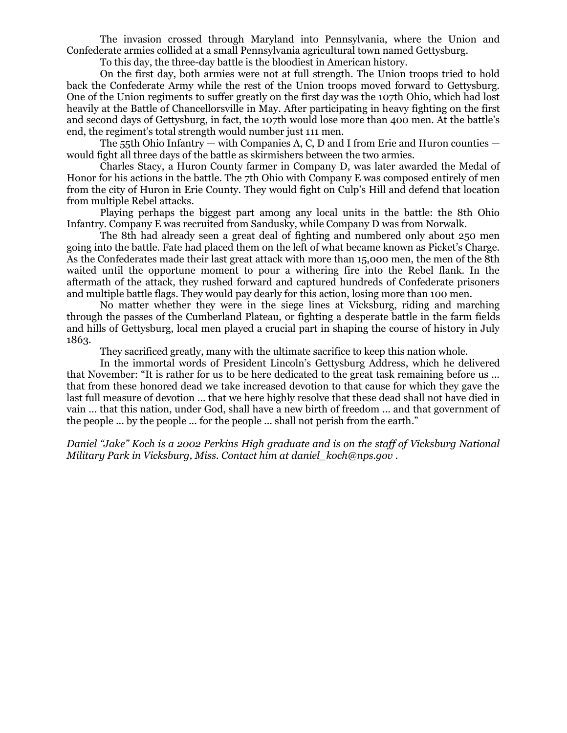The invasion crossed through Maryland into Pennsylvania, where the Union and Confederate armies collided at a small Pennsylvania agricultural town named Gettysburg.

To this day, the three-day battle is the bloodiest in American history.

On the first day, both armies were not at full strength. The Union troops tried to hold back the Confederate Army while the rest of the Union troops moved forward to Gettysburg. One of the Union regiments to suffer greatly on the first day was the 107th Ohio, which had lost heavily at the Battle of Chancellorsville in May. After participating in heavy fighting on the first and second days of Gettysburg, in fact, the 107th would lose more than 400 men. At the battle's end, the regiment's total strength would number just 111 men.

The 55th Ohio Infantry — with Companies A, C, D and I from Erie and Huron counties — would fight all three days of the battle as skirmishers between the two armies.

Charles Stacy, a Huron County farmer in Company D, was later awarded the Medal of Honor for his actions in the battle. The 7th Ohio with Company E was composed entirely of men from the city of Huron in Erie County. They would fight on Culp's Hill and defend that location from multiple Rebel attacks.

Playing perhaps the biggest part among any local units in the battle: the 8th Ohio Infantry. Company E was recruited from Sandusky, while Company D was from Norwalk.

The 8th had already seen a great deal of fighting and numbered only about 250 men going into the battle. Fate had placed them on the left of what became known as Picket's Charge. As the Confederates made their last great attack with more than 15,000 men, the men of the 8th waited until the opportune moment to pour a withering fire into the Rebel flank. In the aftermath of the attack, they rushed forward and captured hundreds of Confederate prisoners and multiple battle flags. They would pay dearly for this action, losing more than 100 men.

No matter whether they were in the siege lines at Vicksburg, riding and marching through the passes of the Cumberland Plateau, or fighting a desperate battle in the farm fields and hills of Gettysburg, local men played a crucial part in shaping the course of history in July 1863.

They sacrificed greatly, many with the ultimate sacrifice to keep this nation whole.

In the immortal words of President Lincoln's Gettysburg Address, which he delivered that November: "It is rather for us to be here dedicated to the great task remaining before us ... that from these honored dead we take increased devotion to that cause for which they gave the last full measure of devotion ... that we here highly resolve that these dead shall not have died in vain ... that this nation, under God, shall have a new birth of freedom ... and that government of the people ... by the people ... for the people ... shall not perish from the earth."

*Daniel "Jake" Koch is a 2002 Perkins High graduate and is on the staff of Vicksburg National Military Park in Vicksburg, Miss. Contact him at daniel_koch@nps.gov .*